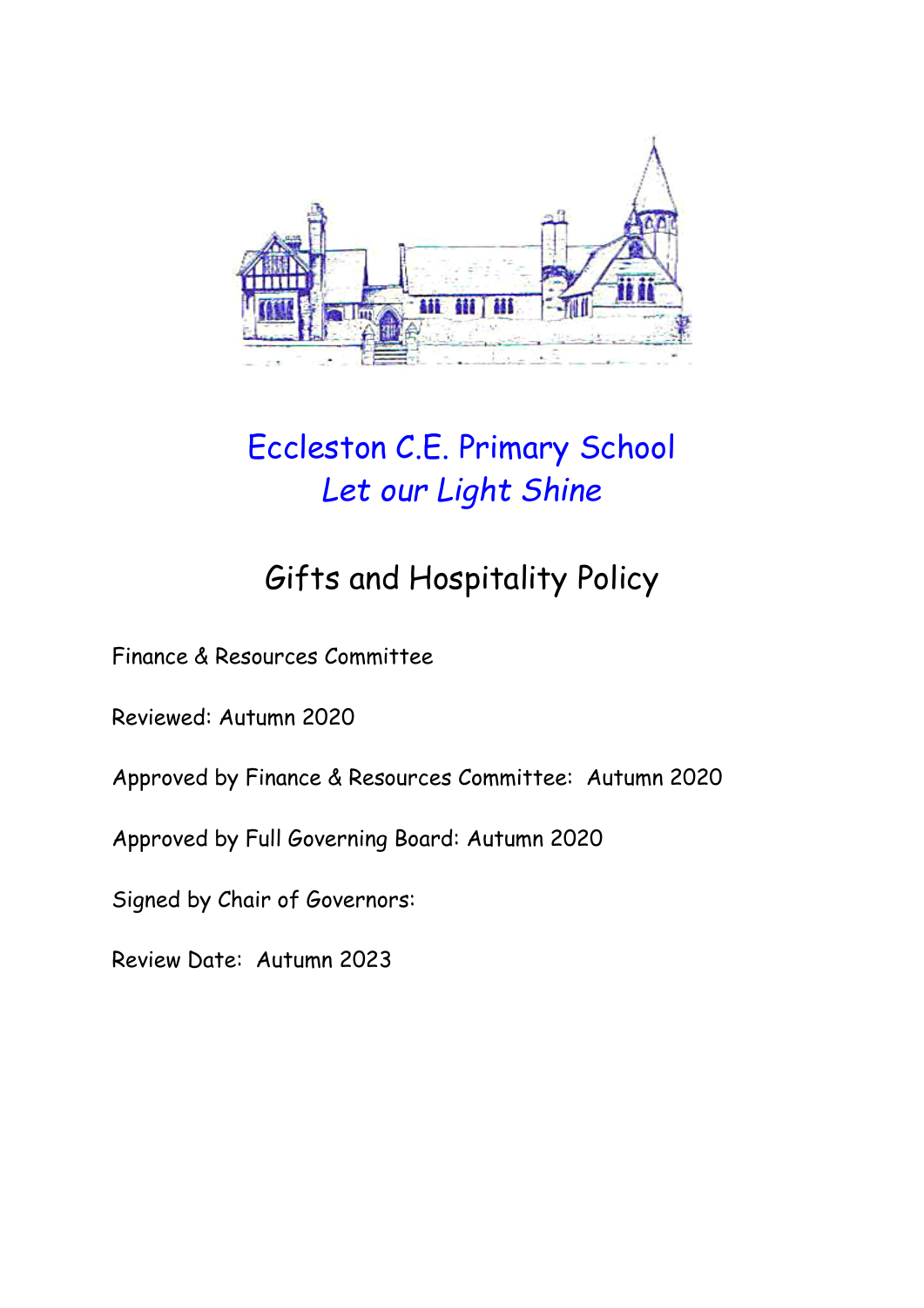# Eccleston C.E. Primary School

*Let our Light Shine*

## Gifts and Hospitality Policy

Finance & Resources Committee

Reviewed: Autumn 2020

Approved by Finance & Resources Committee: Autumn 2020

Approved by Full Governing Board: Autumn 2020

Signed by Chair of Governors:

Review Date: Autumn 2023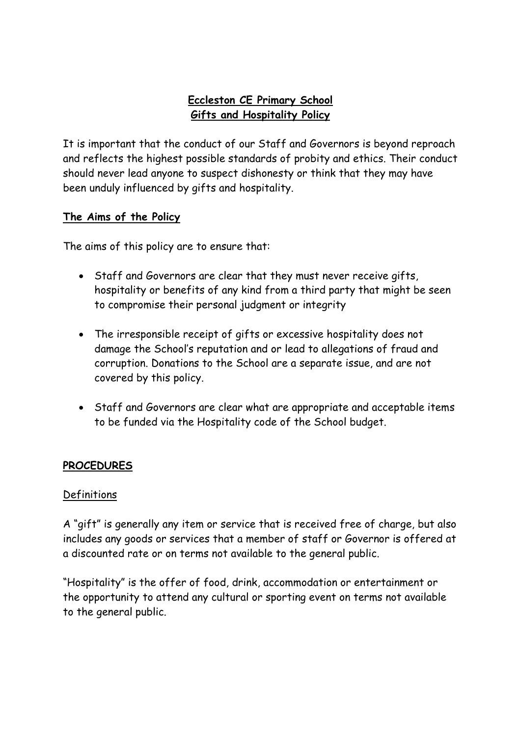# Eccleston CE Primary School
## Gifts and Hospitality Policy

It is important that the conduct of our Staff and Governors is beyond reproach and reflects the highest possible standards of probity and ethics. Their conduct should never lead anyone to suspect dishonesty or think that they may have been unduly influenced by gifts and hospitality.

## The Aims of the Policy

The aims of this policy are to ensure that:

- Staff and Governors are clear that they must never receive gifts, hospitality or benefits of any kind from a third party that might be seen to compromise their personal judgment or integrity

- The irresponsible receipt of gifts or excessive hospitality does not damage the School's reputation and or lead to allegations of fraud and corruption. Donations to the School are a separate issue, and are not covered by this policy.

- Staff and Governors are clear what are appropriate and acceptable items to be funded via the Hospitality code of the School budget.

## PROCEDURES

### Definitions

A "gift" is generally any item or service that is received free of charge, but also includes any goods or services that a member of staff or Governor is offered at a discounted rate or on terms not available to the general public.

"Hospitality" is the offer of food, drink, accommodation or entertainment or the opportunity to attend any cultural or sporting event on terms not available to the general public.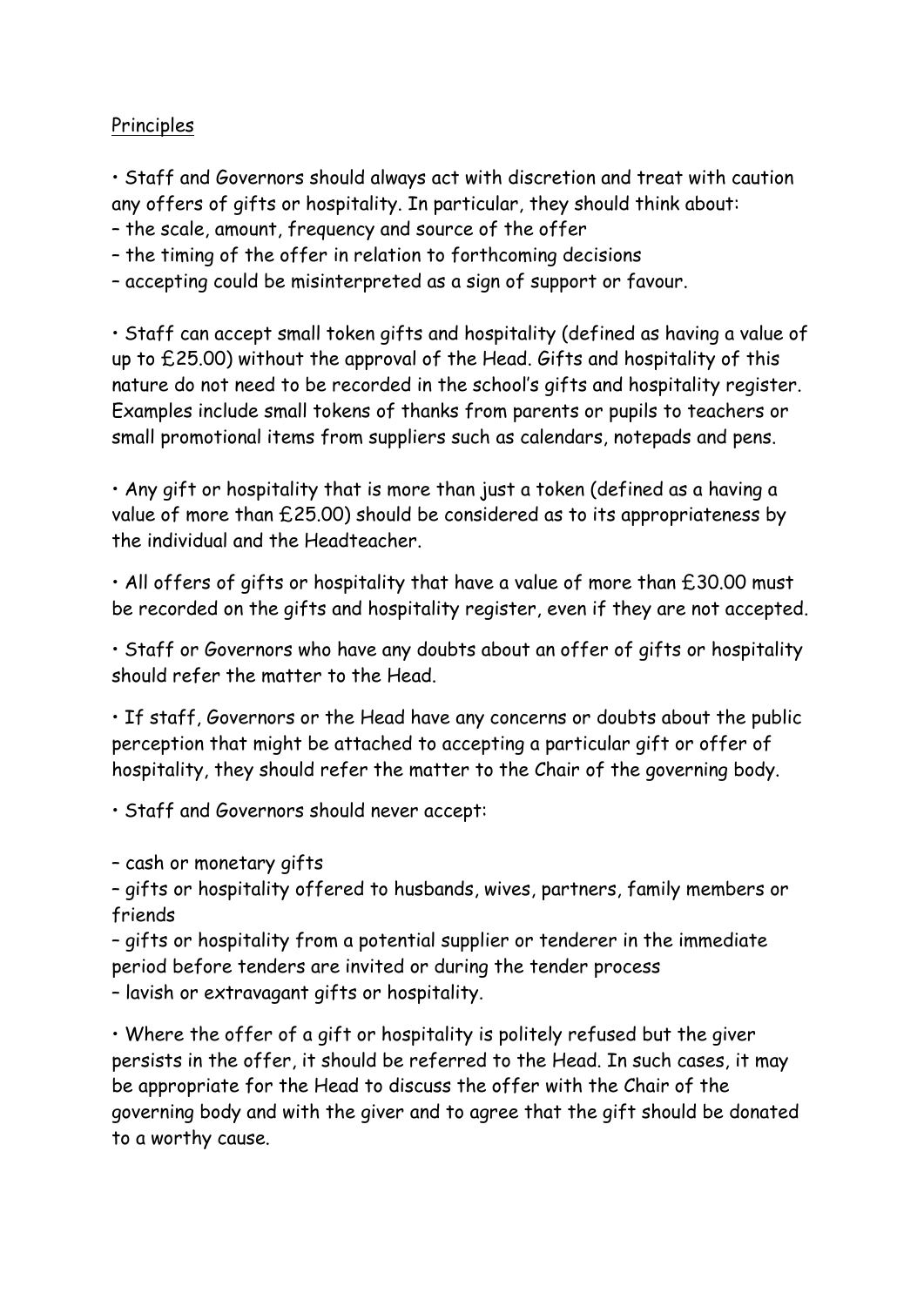<u>Principles</u>

- Staff and Governors should always act with discretion and treat with caution any offers of gifts or hospitality. In particular, they should think about:
  - the scale, amount, frequency and source of the offer
  - the timing of the offer in relation to forthcoming decisions
  - accepting could be misinterpreted as a sign of support or favour.

- Staff can accept small token gifts and hospitality (defined as having a value of up to £25.00) without the approval of the Head. Gifts and hospitality of this nature do not need to be recorded in the school's gifts and hospitality register. Examples include small tokens of thanks from parents or pupils to teachers or small promotional items from suppliers such as calendars, notepads and pens.

- Any gift or hospitality that is more than just a token (defined as a having a value of more than £25.00) should be considered as to its appropriateness by the individual and the Headteacher.

- All offers of gifts or hospitality that have a value of more than £30.00 must be recorded on the gifts and hospitality register, even if they are not accepted.

- Staff or Governors who have any doubts about an offer of gifts or hospitality should refer the matter to the Head.

- If staff, Governors or the Head have any concerns or doubts about the public perception that might be attached to accepting a particular gift or offer of hospitality, they should refer the matter to the Chair of the governing body.

- Staff and Governors should never accept:
  - cash or monetary gifts
  - gifts or hospitality offered to husbands, wives, partners, family members or friends
  - gifts or hospitality from a potential supplier or tenderer in the immediate period before tenders are invited or during the tender process
  - lavish or extravagant gifts or hospitality.

- Where the offer of a gift or hospitality is politely refused but the giver persists in the offer, it should be referred to the Head. In such cases, it may be appropriate for the Head to discuss the offer with the Chair of the governing body and with the giver and to agree that the gift should be donated to a worthy cause.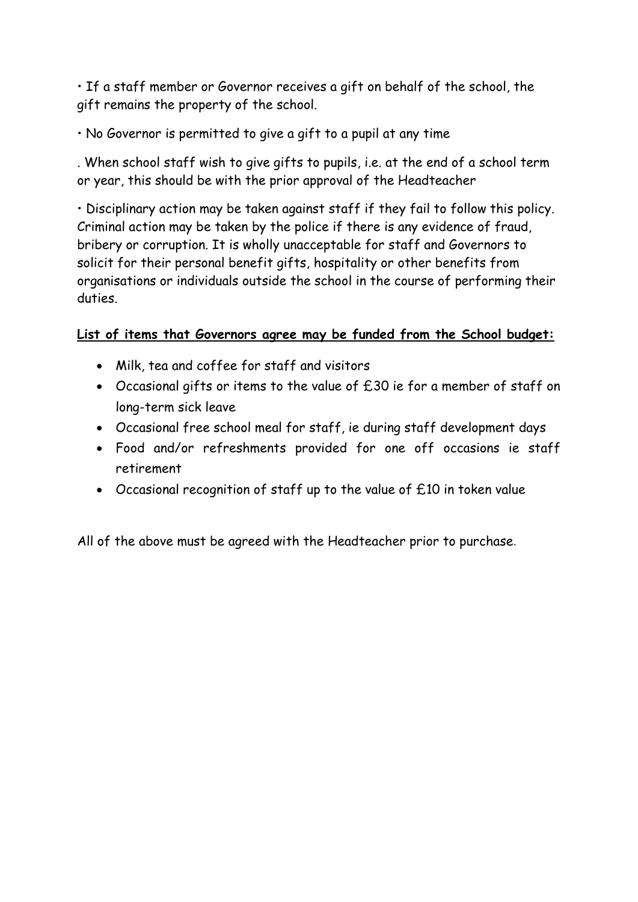• If a staff member or Governor receives a gift on behalf of the school, the gift remains the property of the school.

• No Governor is permitted to give a gift to a pupil at any time

. When school staff wish to give gifts to pupils, i.e. at the end of a school term or year, this should be with the prior approval of the Headteacher

• Disciplinary action may be taken against staff if they fail to follow this policy. Criminal action may be taken by the police if there is any evidence of fraud, bribery or corruption. It is wholly unacceptable for staff and Governors to solicit for their personal benefit gifts, hospitality or other benefits from organisations or individuals outside the school in the course of performing their duties.

**<u>List of items that Governors agree may be funded from the School budget:</u>**

- Milk, tea and coffee for staff and visitors
- Occasional gifts or items to the value of £30 ie for a member of staff on long-term sick leave
- Occasional free school meal for staff, ie during staff development days
- Food and/or refreshments provided for one off occasions ie staff retirement
- Occasional recognition of staff up to the value of £10 in token value

All of the above must be agreed with the Headteacher prior to purchase.